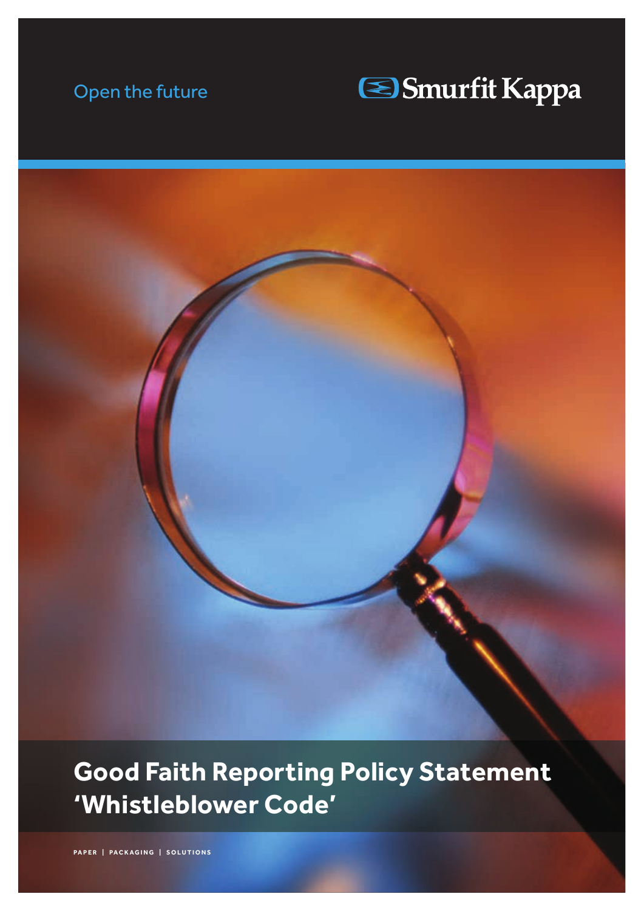Open the future

Smurfit Kappa

# Good Faith Reporting Policy Statement 'Whistleblower Code'

PAPER | PACKAGING | SOLUTIONS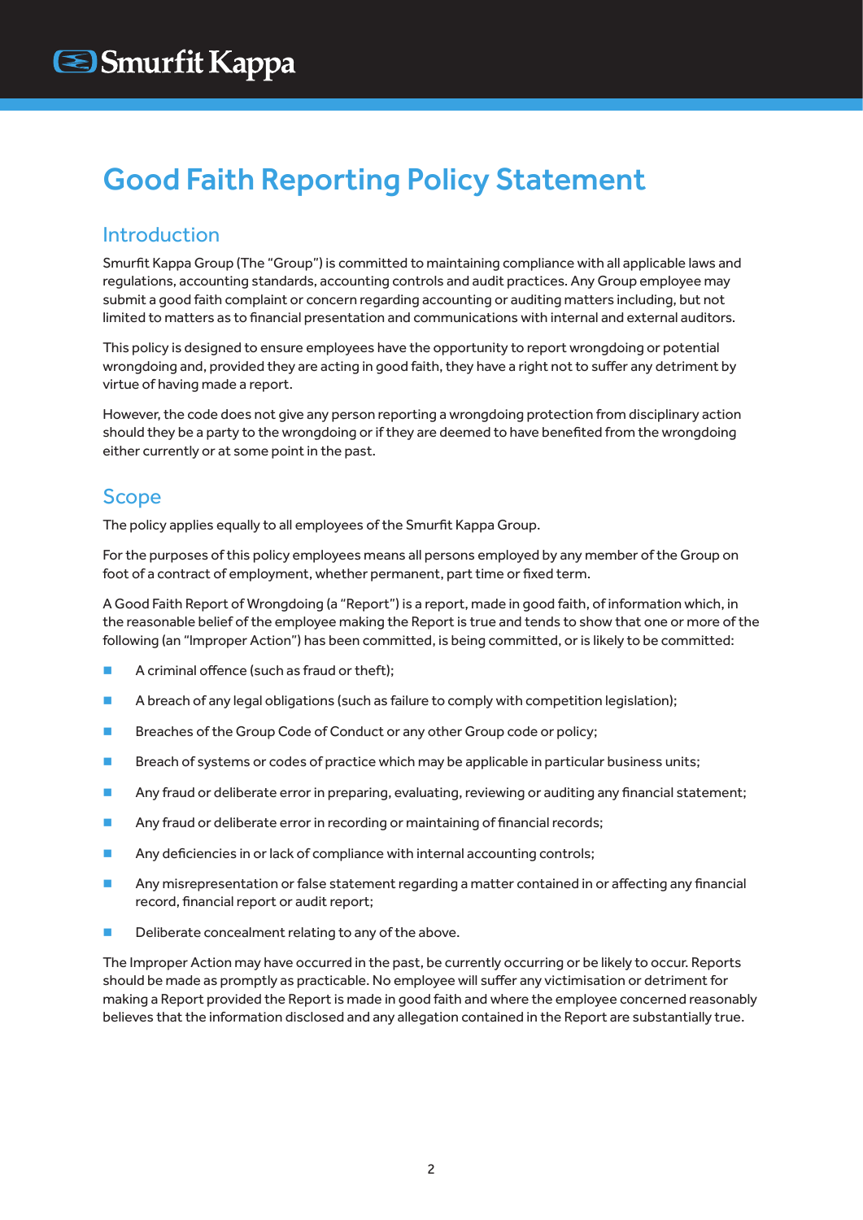# Good Faith Reporting Policy Statement

## Introduction

Smurfit Kappa Group (The "Group") is committed to maintaining compliance with all applicable laws and regulations, accounting standards, accounting controls and audit practices. Any Group employee may submit a good faith complaint or concern regarding accounting or auditing matters including, but not limited to matters as to financial presentation and communications with internal and external auditors.

This policy is designed to ensure employees have the opportunity to report wrongdoing or potential wrongdoing and, provided they are acting in good faith, they have a right not to suffer any detriment by virtue of having made a report.

However, the code does not give any person reporting a wrongdoing protection from disciplinary action should they be a party to the wrongdoing or if they are deemed to have benefited from the wrongdoing either currently or at some point in the past.

## Scope

The policy applies equally to all employees of the Smurfit Kappa Group.

For the purposes of this policy employees means all persons employed by any member of the Group on foot of a contract of employment, whether permanent, part time or fixed term.

A Good Faith Report of Wrongdoing (a "Report") is a report, made in good faith, of information which, in the reasonable belief of the employee making the Report is true and tends to show that one or more of the following (an "Improper Action") has been committed, is being committed, or is likely to be committed:

- A criminal offence (such as fraud or theft);
- A breach of any legal obligations (such as failure to comply with competition legislation);
- Breaches of the Group Code of Conduct or any other Group code or policy;
- Breach of systems or codes of practice which may be applicable in particular business units;
- Any fraud or deliberate error in preparing, evaluating, reviewing or auditing any financial statement;
- Any fraud or deliberate error in recording or maintaining of financial records;
- Any deficiencies in or lack of compliance with internal accounting controls;
- Any misrepresentation or false statement regarding a matter contained in or affecting any financial record, financial report or audit report;
- Deliberate concealment relating to any of the above.

The Improper Action may have occurred in the past, be currently occurring or be likely to occur. Reports should be made as promptly as practicable. No employee will suffer any victimisation or detriment for making a Report provided the Report is made in good faith and where the employee concerned reasonably believes that the information disclosed and any allegation contained in the Report are substantially true.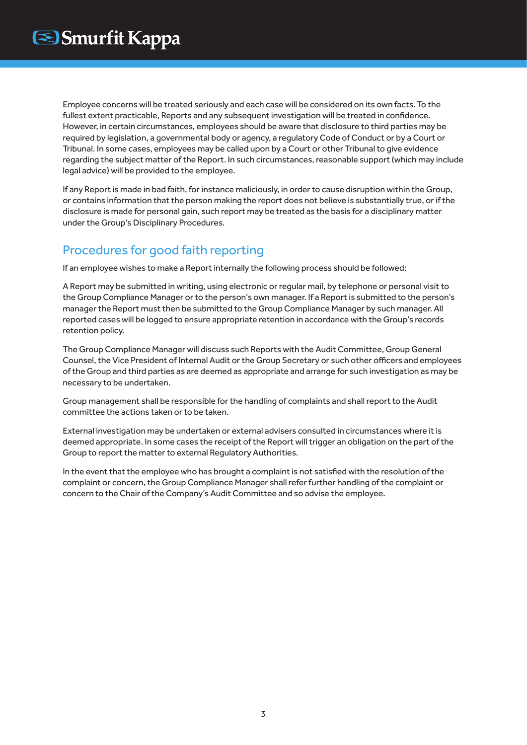Employee concerns will be treated seriously and each case will be considered on its own facts. To the fullest extent practicable, Reports and any subsequent investigation will be treated in confidence. However, in certain circumstances, employees should be aware that disclosure to third parties may be required by legislation, a governmental body or agency, a regulatory Code of Conduct or by a Court or Tribunal. In some cases, employees may be called upon by a Court or other Tribunal to give evidence regarding the subject matter of the Report. In such circumstances, reasonable support (which may include legal advice) will be provided to the employee.

If any Report is made in bad faith, for instance maliciously, in order to cause disruption within the Group, or contains information that the person making the report does not believe is substantially true, or if the disclosure is made for personal gain, such report may be treated as the basis for a disciplinary matter under the Group's Disciplinary Procedures.

## Procedures for good faith reporting

If an employee wishes to make a Report internally the following process should be followed:

A Report may be submitted in writing, using electronic or regular mail, by telephone or personal visit to the Group Compliance Manager or to the person's own manager. If a Report is submitted to the person's manager the Report must then be submitted to the Group Compliance Manager by such manager. All reported cases will be logged to ensure appropriate retention in accordance with the Group's records retention policy.

The Group Compliance Manager will discuss such Reports with the Audit Committee, Group General Counsel, the Vice President of Internal Audit or the Group Secretary or such other officers and employees of the Group and third parties as are deemed as appropriate and arrange for such investigation as may be necessary to be undertaken.

Group management shall be responsible for the handling of complaints and shall report to the Audit committee the actions taken or to be taken.

External investigation may be undertaken or external advisers consulted in circumstances where it is deemed appropriate. In some cases the receipt of the Report will trigger an obligation on the part of the Group to report the matter to external Regulatory Authorities.

In the event that the employee who has brought a complaint is not satisfied with the resolution of the complaint or concern, the Group Compliance Manager shall refer further handling of the complaint or concern to the Chair of the Company's Audit Committee and so advise the employee.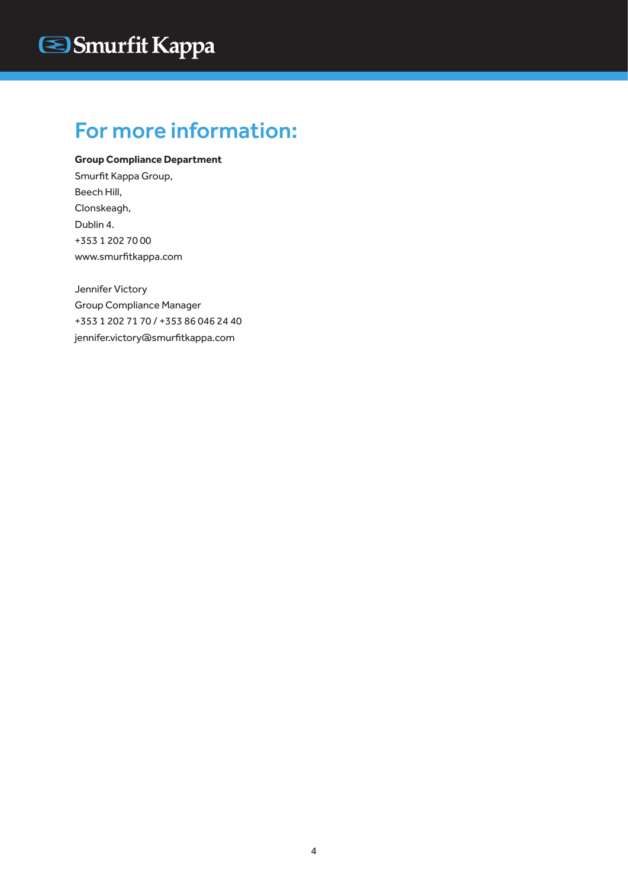# For more information:

**Group Compliance Department**
Smurfit Kappa Group,
Beech Hill,
Clonskeagh,
Dublin 4.
+353 1 202 70 00
www.smurfitkappa.com

Jennifer Victory
Group Compliance Manager
+353 1 202 71 70 / +353 86 046 24 40
jennifer.victory@smurfitkappa.com